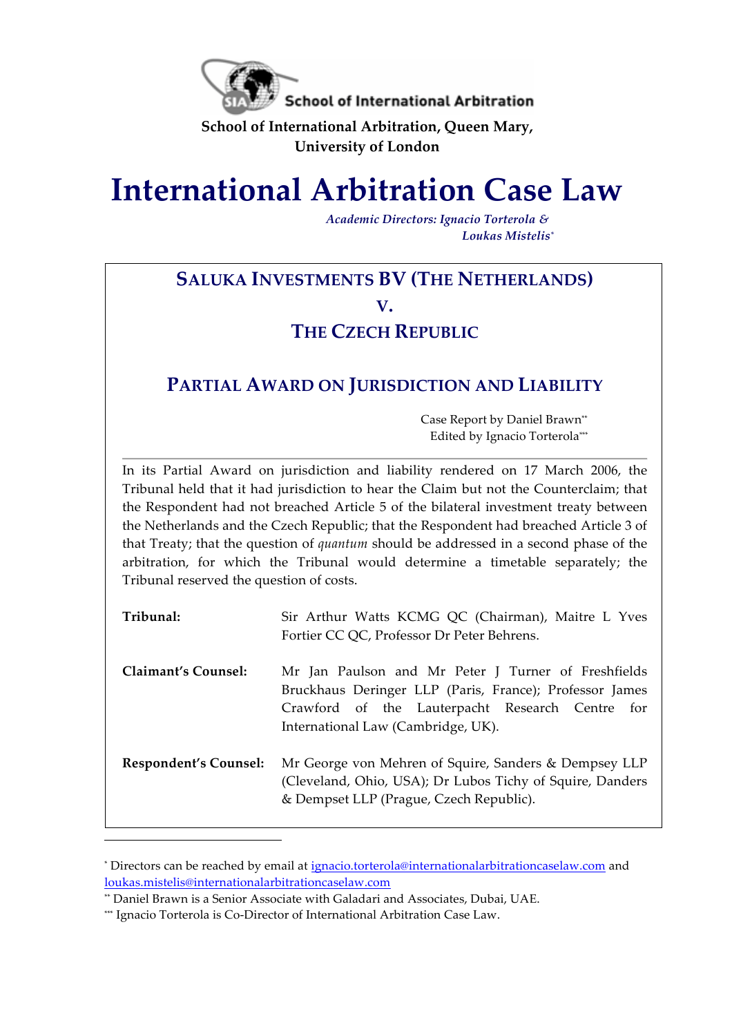School of International Arbitration

**School of International Arbitration, Queen Mary, University of London**

# International Arbitration Case Law

*Academic Directors: Ignacio Torterola & Loukas Mistelis*[*]

## SALUKA INVESTMENTS BV (THE NETHERLANDS) v. THE CZECH REPUBLIC

## PARTIAL AWARD ON JURISDICTION AND LIABILITY

Case Report by Daniel Brawn[**]
Edited by Ignacio Torterola[***]

In its Partial Award on jurisdiction and liability rendered on 17 March 2006, the Tribunal held that it had jurisdiction to hear the Claim but not the Counterclaim; that the Respondent had not breached Article 5 of the bilateral investment treaty between the Netherlands and the Czech Republic; that the Respondent had breached Article 3 of that Treaty; that the question of *quantum* should be addressed in a second phase of the arbitration, for which the Tribunal would determine a timetable separately; the Tribunal reserved the question of costs.

| | |
|---|---|
| **Tribunal:** | Sir Arthur Watts KCMG QC (Chairman), Maitre L Yves Fortier CC QC, Professor Dr Peter Behrens. |
| **Claimant's Counsel:** | Mr Jan Paulson and Mr Peter J Turner of Freshfields Bruckhaus Deringer LLP (Paris, France); Professor James Crawford of the Lauterpacht Research Centre for International Law (Cambridge, UK). |
| **Respondent's Counsel:** | Mr George von Mehren of Squire, Sanders & Dempsey LLP (Cleveland, Ohio, USA); Dr Lubos Tichy of Squire, Danders & Dempset LLP (Prague, Czech Republic). |

---

[*] Directors can be reached by email at ignacio.torterola@internationalarbitrationcaselaw.com and loukas.mistelis@internationalarbitrationcaselaw.com

[**] Daniel Brawn is a Senior Associate with Galadari and Associates, Dubai, UAE.

[***] Ignacio Torterola is Co-Director of International Arbitration Case Law.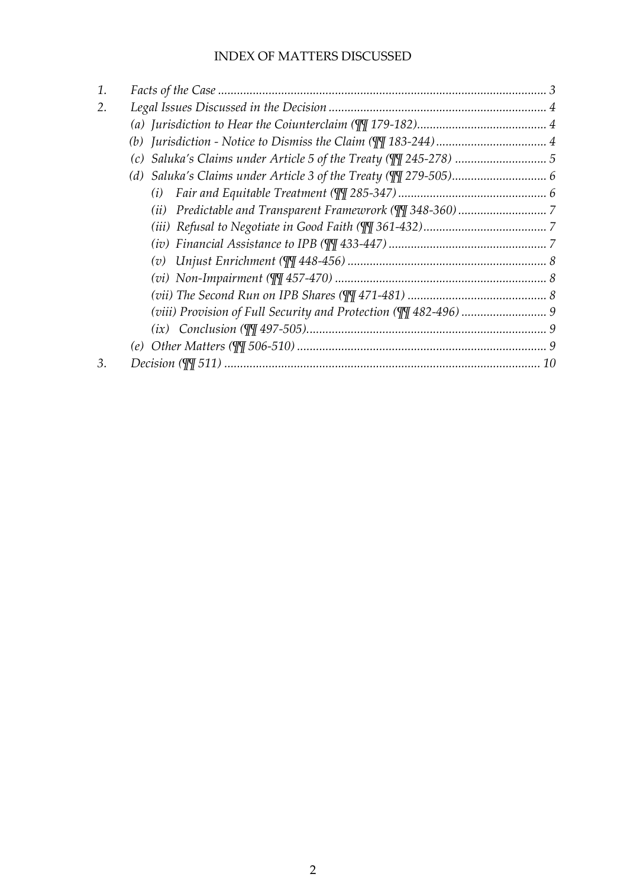# INDEX OF MATTERS DISCUSSED

1. *Facts of the Case* ........................................................................................................ 3
2. *Legal Issues Discussed in the Decision* ...................................................................... 4
   - *(a) Jurisdiction to Hear the Coiunterclaim (¶¶ 179-182)*......................................... 4
   - *(b) Jurisdiction - Notice to Dismiss the Claim (¶¶ 183-244)* .................................. 4
   - *(c) Saluka's Claims under Article 5 of the Treaty (¶¶ 245-278)* ............................ 5
   - *(d) Saluka's Claims under Article 3 of the Treaty (¶¶ 279-505)*............................ 6
     - *(i) Fair and Equitable Treatment (¶¶ 285-347)* .............................................. 6
     - *(ii) Predictable and Transparent Framewrork (¶¶ 348-360)* ........................... 7
     - *(iii) Refusal to Negotiate in Good Faith (¶¶ 361-432)*...................................... 7
     - *(iv) Financial Assistance to IPB (¶¶ 433-447)* .................................................. 7
     - *(v) Unjust Enrichment (¶¶ 448-456)* ................................................................ 8
     - *(vi) Non-Impairment (¶¶ 457-470)* ................................................................... 8
     - *(vii) The Second Run on IPB Shares (¶¶ 471-481)* ............................................ 8
     - *(viii) Provision of Full Security and Protection (¶¶ 482-496)* ........................... 9
     - *(ix) Conclusion (¶¶ 497-505)*............................................................................ 9
   - *(e) Other Matters (¶¶ 506-510)* .............................................................................. 9
3. *Decision (¶¶ 511)* .................................................................................................... 10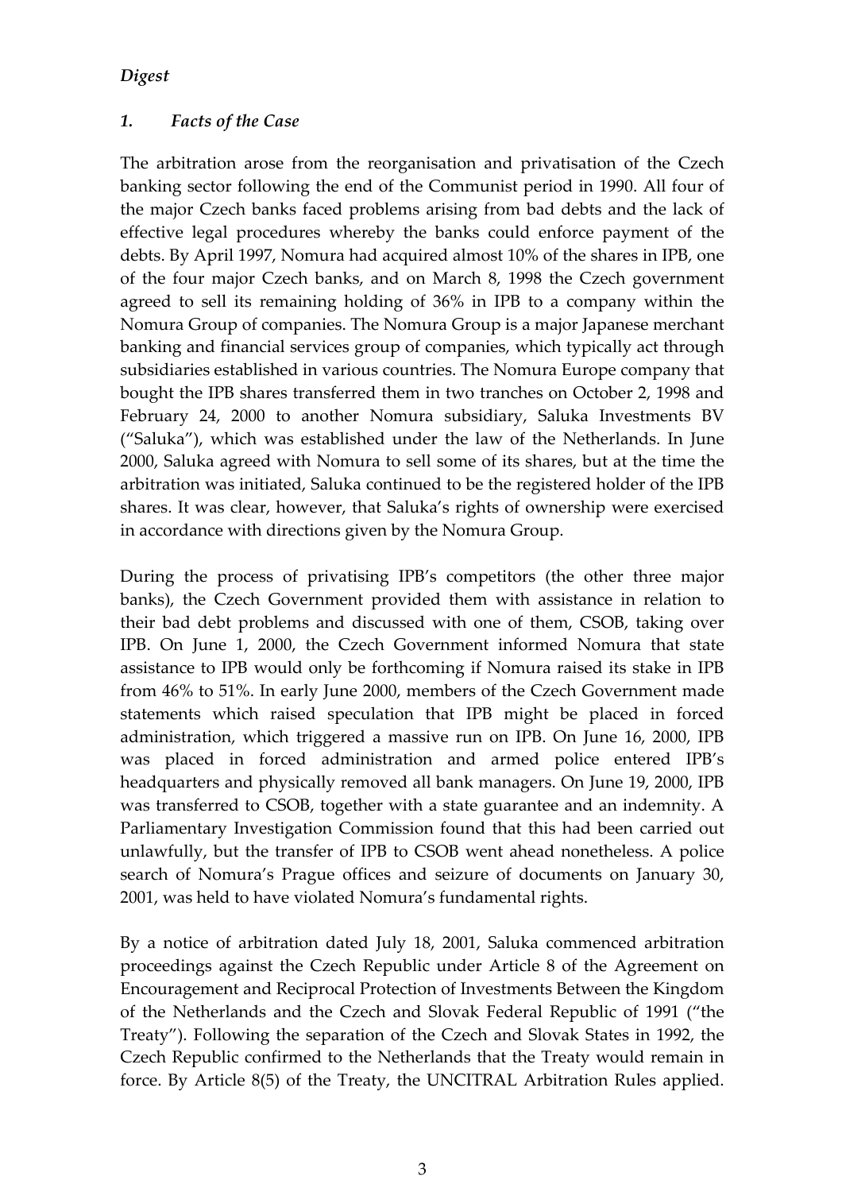*Digest*

## *1. Facts of the Case*

The arbitration arose from the reorganisation and privatisation of the Czech banking sector following the end of the Communist period in 1990. All four of the major Czech banks faced problems arising from bad debts and the lack of effective legal procedures whereby the banks could enforce payment of the debts. By April 1997, Nomura had acquired almost 10% of the shares in IPB, one of the four major Czech banks, and on March 8, 1998 the Czech government agreed to sell its remaining holding of 36% in IPB to a company within the Nomura Group of companies. The Nomura Group is a major Japanese merchant banking and financial services group of companies, which typically act through subsidiaries established in various countries. The Nomura Europe company that bought the IPB shares transferred them in two tranches on October 2, 1998 and February 24, 2000 to another Nomura subsidiary, Saluka Investments BV ("Saluka"), which was established under the law of the Netherlands. In June 2000, Saluka agreed with Nomura to sell some of its shares, but at the time the arbitration was initiated, Saluka continued to be the registered holder of the IPB shares. It was clear, however, that Saluka's rights of ownership were exercised in accordance with directions given by the Nomura Group.

During the process of privatising IPB's competitors (the other three major banks), the Czech Government provided them with assistance in relation to their bad debt problems and discussed with one of them, CSOB, taking over IPB. On June 1, 2000, the Czech Government informed Nomura that state assistance to IPB would only be forthcoming if Nomura raised its stake in IPB from 46% to 51%. In early June 2000, members of the Czech Government made statements which raised speculation that IPB might be placed in forced administration, which triggered a massive run on IPB. On June 16, 2000, IPB was placed in forced administration and armed police entered IPB's headquarters and physically removed all bank managers. On June 19, 2000, IPB was transferred to CSOB, together with a state guarantee and an indemnity. A Parliamentary Investigation Commission found that this had been carried out unlawfully, but the transfer of IPB to CSOB went ahead nonetheless. A police search of Nomura's Prague offices and seizure of documents on January 30, 2001, was held to have violated Nomura's fundamental rights.

By a notice of arbitration dated July 18, 2001, Saluka commenced arbitration proceedings against the Czech Republic under Article 8 of the Agreement on Encouragement and Reciprocal Protection of Investments Between the Kingdom of the Netherlands and the Czech and Slovak Federal Republic of 1991 ("the Treaty"). Following the separation of the Czech and Slovak States in 1992, the Czech Republic confirmed to the Netherlands that the Treaty would remain in force. By Article 8(5) of the Treaty, the UNCITRAL Arbitration Rules applied.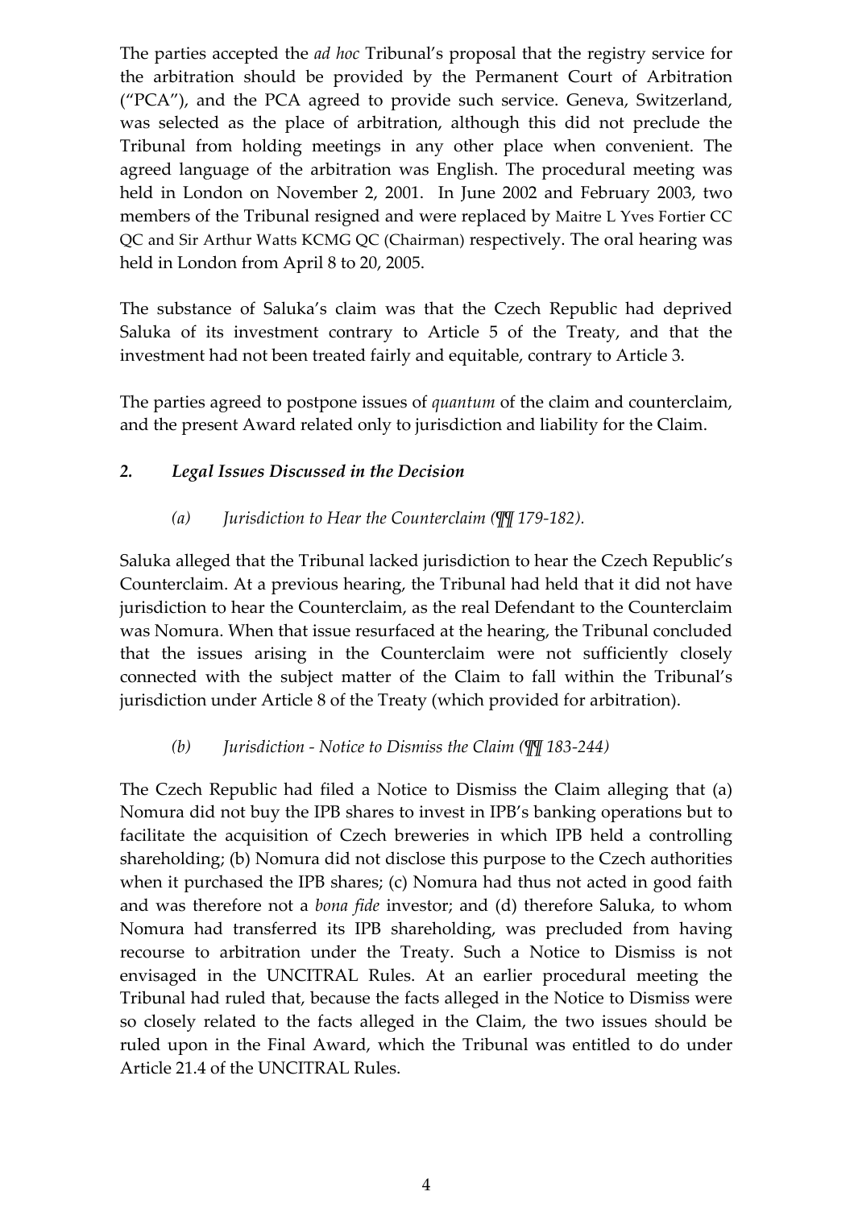The parties accepted the *ad hoc* Tribunal's proposal that the registry service for the arbitration should be provided by the Permanent Court of Arbitration ("PCA"), and the PCA agreed to provide such service. Geneva, Switzerland, was selected as the place of arbitration, although this did not preclude the Tribunal from holding meetings in any other place when convenient. The agreed language of the arbitration was English. The procedural meeting was held in London on November 2, 2001. In June 2002 and February 2003, two members of the Tribunal resigned and were replaced by Maitre L Yves Fortier CC QC and Sir Arthur Watts KCMG QC (Chairman) respectively. The oral hearing was held in London from April 8 to 20, 2005.

The substance of Saluka's claim was that the Czech Republic had deprived Saluka of its investment contrary to Article 5 of the Treaty, and that the investment had not been treated fairly and equitable, contrary to Article 3.

The parties agreed to postpone issues of *quantum* of the claim and counterclaim, and the present Award related only to jurisdiction and liability for the Claim.

## *2. Legal Issues Discussed in the Decision*

### *(a) Jurisdiction to Hear the Counterclaim (¶¶ 179-182).*

Saluka alleged that the Tribunal lacked jurisdiction to hear the Czech Republic's Counterclaim. At a previous hearing, the Tribunal had held that it did not have jurisdiction to hear the Counterclaim, as the real Defendant to the Counterclaim was Nomura. When that issue resurfaced at the hearing, the Tribunal concluded that the issues arising in the Counterclaim were not sufficiently closely connected with the subject matter of the Claim to fall within the Tribunal's jurisdiction under Article 8 of the Treaty (which provided for arbitration).

### *(b) Jurisdiction - Notice to Dismiss the Claim (¶¶ 183-244)*

The Czech Republic had filed a Notice to Dismiss the Claim alleging that (a) Nomura did not buy the IPB shares to invest in IPB's banking operations but to facilitate the acquisition of Czech breweries in which IPB held a controlling shareholding; (b) Nomura did not disclose this purpose to the Czech authorities when it purchased the IPB shares; (c) Nomura had thus not acted in good faith and was therefore not a *bona fide* investor; and (d) therefore Saluka, to whom Nomura had transferred its IPB shareholding, was precluded from having recourse to arbitration under the Treaty. Such a Notice to Dismiss is not envisaged in the UNCITRAL Rules. At an earlier procedural meeting the Tribunal had ruled that, because the facts alleged in the Notice to Dismiss were so closely related to the facts alleged in the Claim, the two issues should be ruled upon in the Final Award, which the Tribunal was entitled to do under Article 21.4 of the UNCITRAL Rules.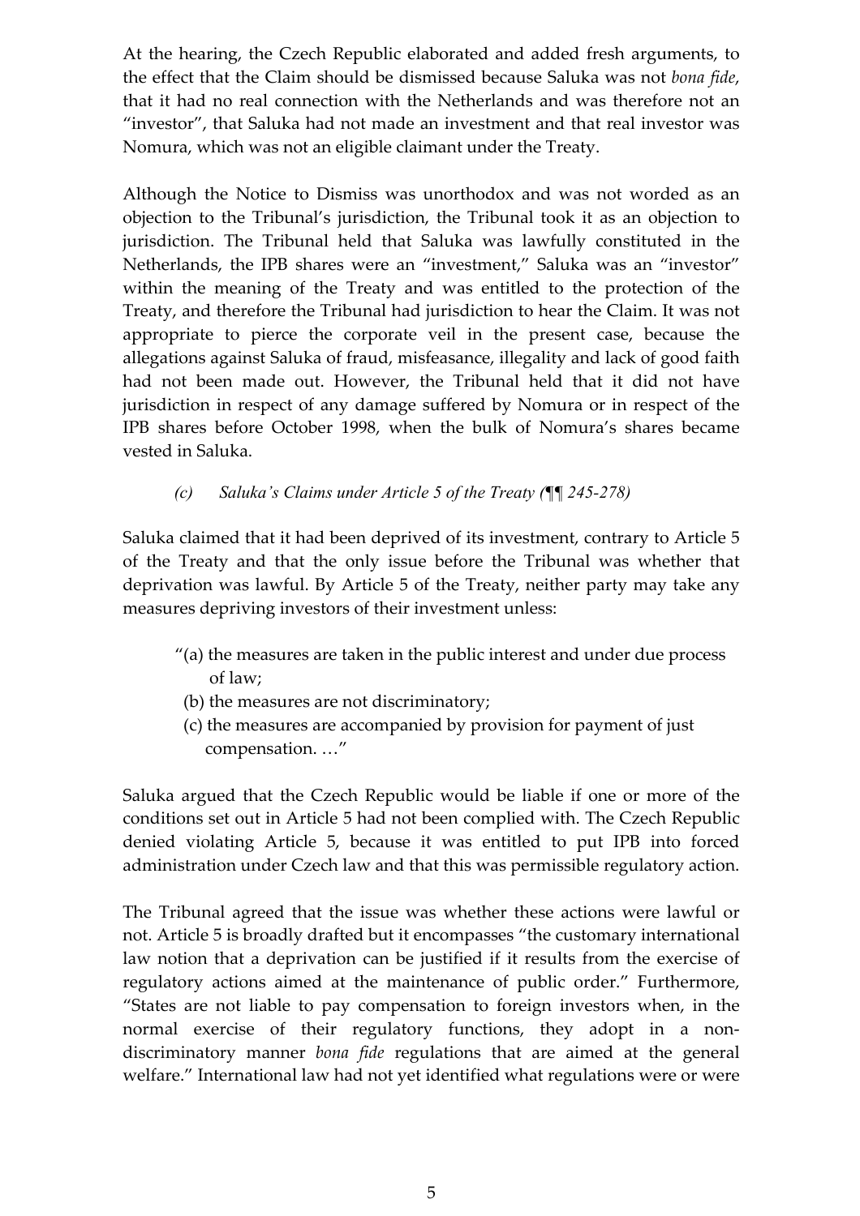At the hearing, the Czech Republic elaborated and added fresh arguments, to the effect that the Claim should be dismissed because Saluka was not *bona fide*, that it had no real connection with the Netherlands and was therefore not an "investor", that Saluka had not made an investment and that real investor was Nomura, which was not an eligible claimant under the Treaty.

Although the Notice to Dismiss was unorthodox and was not worded as an objection to the Tribunal's jurisdiction, the Tribunal took it as an objection to jurisdiction. The Tribunal held that Saluka was lawfully constituted in the Netherlands, the IPB shares were an "investment," Saluka was an "investor" within the meaning of the Treaty and was entitled to the protection of the Treaty, and therefore the Tribunal had jurisdiction to hear the Claim. It was not appropriate to pierce the corporate veil in the present case, because the allegations against Saluka of fraud, misfeasance, illegality and lack of good faith had not been made out. However, the Tribunal held that it did not have jurisdiction in respect of any damage suffered by Nomura or in respect of the IPB shares before October 1998, when the bulk of Nomura's shares became vested in Saluka.

*(c) Saluka's Claims under Article 5 of the Treaty (¶¶ 245-278)*

Saluka claimed that it had been deprived of its investment, contrary to Article 5 of the Treaty and that the only issue before the Tribunal was whether that deprivation was lawful. By Article 5 of the Treaty, neither party may take any measures depriving investors of their investment unless:

> "(a) the measures are taken in the public interest and under due process of law;
> (b) the measures are not discriminatory;
> (c) the measures are accompanied by provision for payment of just compensation. …"

Saluka argued that the Czech Republic would be liable if one or more of the conditions set out in Article 5 had not been complied with. The Czech Republic denied violating Article 5, because it was entitled to put IPB into forced administration under Czech law and that this was permissible regulatory action.

The Tribunal agreed that the issue was whether these actions were lawful or not. Article 5 is broadly drafted but it encompasses "the customary international law notion that a deprivation can be justified if it results from the exercise of regulatory actions aimed at the maintenance of public order." Furthermore, "States are not liable to pay compensation to foreign investors when, in the normal exercise of their regulatory functions, they adopt in a non-discriminatory manner *bona fide* regulations that are aimed at the general welfare." International law had not yet identified what regulations were or were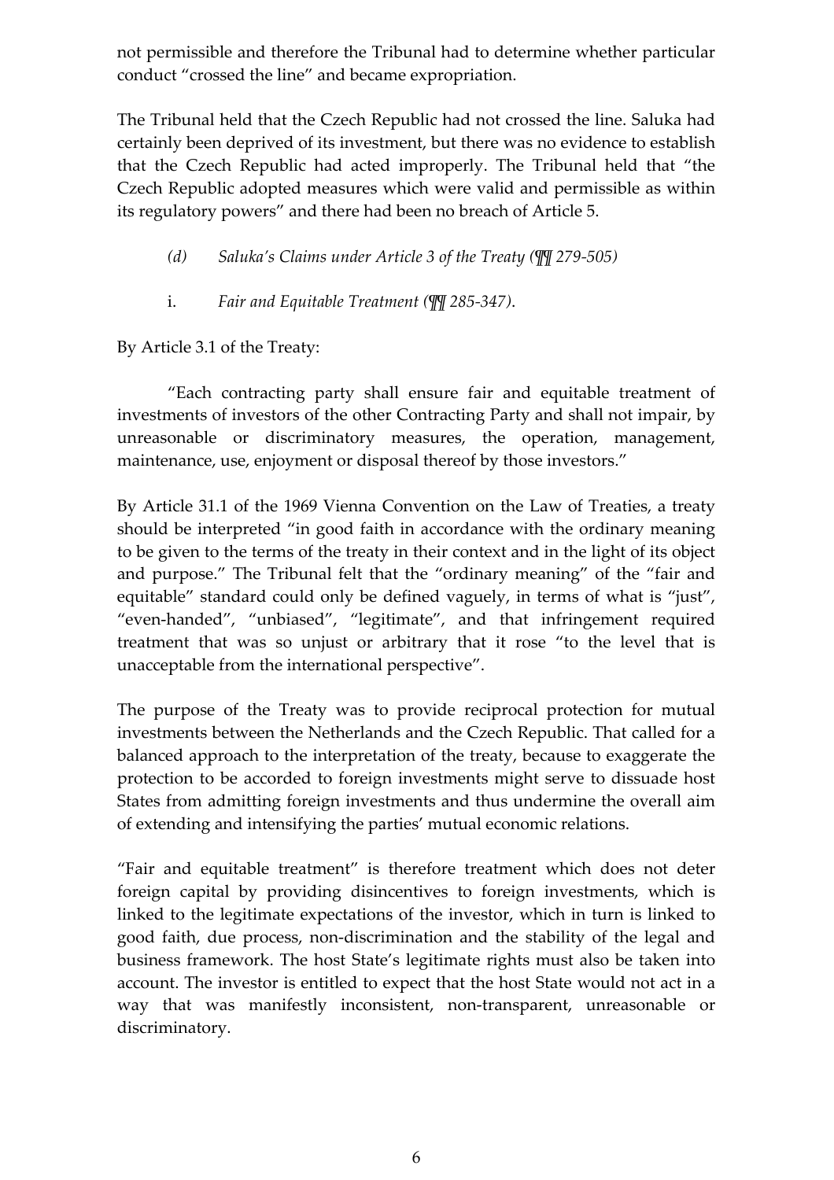not permissible and therefore the Tribunal had to determine whether particular conduct "crossed the line" and became expropriation.

The Tribunal held that the Czech Republic had not crossed the line. Saluka had certainly been deprived of its investment, but there was no evidence to establish that the Czech Republic had acted improperly. The Tribunal held that "the Czech Republic adopted measures which were valid and permissible as within its regulatory powers" and there had been no breach of Article 5.

*(d) Saluka's Claims under Article 3 of the Treaty (¶¶ 279-505)*

i. *Fair and Equitable Treatment (¶¶ 285-347).*

By Article 3.1 of the Treaty:

"Each contracting party shall ensure fair and equitable treatment of investments of investors of the other Contracting Party and shall not impair, by unreasonable or discriminatory measures, the operation, management, maintenance, use, enjoyment or disposal thereof by those investors."

By Article 31.1 of the 1969 Vienna Convention on the Law of Treaties, a treaty should be interpreted "in good faith in accordance with the ordinary meaning to be given to the terms of the treaty in their context and in the light of its object and purpose." The Tribunal felt that the "ordinary meaning" of the "fair and equitable" standard could only be defined vaguely, in terms of what is "just", "even-handed", "unbiased", "legitimate", and that infringement required treatment that was so unjust or arbitrary that it rose "to the level that is unacceptable from the international perspective".

The purpose of the Treaty was to provide reciprocal protection for mutual investments between the Netherlands and the Czech Republic. That called for a balanced approach to the interpretation of the treaty, because to exaggerate the protection to be accorded to foreign investments might serve to dissuade host States from admitting foreign investments and thus undermine the overall aim of extending and intensifying the parties' mutual economic relations.

"Fair and equitable treatment" is therefore treatment which does not deter foreign capital by providing disincentives to foreign investments, which is linked to the legitimate expectations of the investor, which in turn is linked to good faith, due process, non-discrimination and the stability of the legal and business framework. The host State's legitimate rights must also be taken into account. The investor is entitled to expect that the host State would not act in a way that was manifestly inconsistent, non-transparent, unreasonable or discriminatory.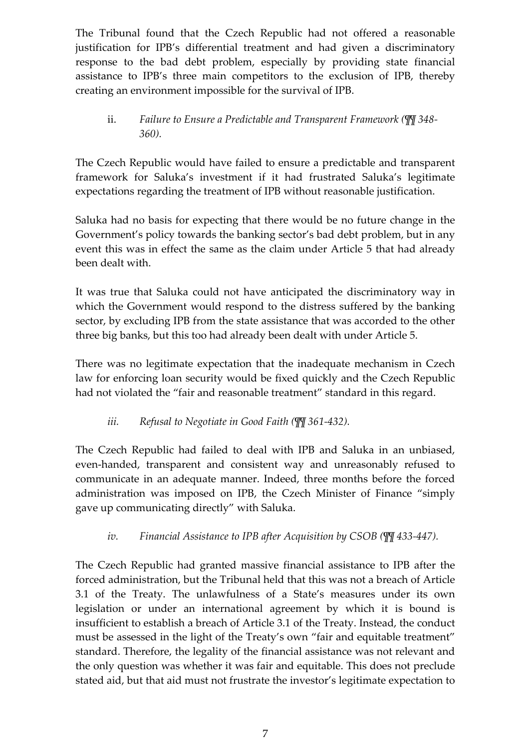The Tribunal found that the Czech Republic had not offered a reasonable justification for IPB's differential treatment and had given a discriminatory response to the bad debt problem, especially by providing state financial assistance to IPB's three main competitors to the exclusion of IPB, thereby creating an environment impossible for the survival of IPB.

ii. *Failure to Ensure a Predictable and Transparent Framework (¶¶ 348-360).*

The Czech Republic would have failed to ensure a predictable and transparent framework for Saluka's investment if it had frustrated Saluka's legitimate expectations regarding the treatment of IPB without reasonable justification.

Saluka had no basis for expecting that there would be no future change in the Government's policy towards the banking sector's bad debt problem, but in any event this was in effect the same as the claim under Article 5 that had already been dealt with.

It was true that Saluka could not have anticipated the discriminatory way in which the Government would respond to the distress suffered by the banking sector, by excluding IPB from the state assistance that was accorded to the other three big banks, but this too had already been dealt with under Article 5.

There was no legitimate expectation that the inadequate mechanism in Czech law for enforcing loan security would be fixed quickly and the Czech Republic had not violated the "fair and reasonable treatment" standard in this regard.

*iii. Refusal to Negotiate in Good Faith (¶¶ 361-432).*

The Czech Republic had failed to deal with IPB and Saluka in an unbiased, even-handed, transparent and consistent way and unreasonably refused to communicate in an adequate manner. Indeed, three months before the forced administration was imposed on IPB, the Czech Minister of Finance "simply gave up communicating directly" with Saluka.

*iv. Financial Assistance to IPB after Acquisition by CSOB (¶¶ 433-447).*

The Czech Republic had granted massive financial assistance to IPB after the forced administration, but the Tribunal held that this was not a breach of Article 3.1 of the Treaty. The unlawfulness of a State's measures under its own legislation or under an international agreement by which it is bound is insufficient to establish a breach of Article 3.1 of the Treaty. Instead, the conduct must be assessed in the light of the Treaty's own "fair and equitable treatment" standard. Therefore, the legality of the financial assistance was not relevant and the only question was whether it was fair and equitable. This does not preclude stated aid, but that aid must not frustrate the investor's legitimate expectation to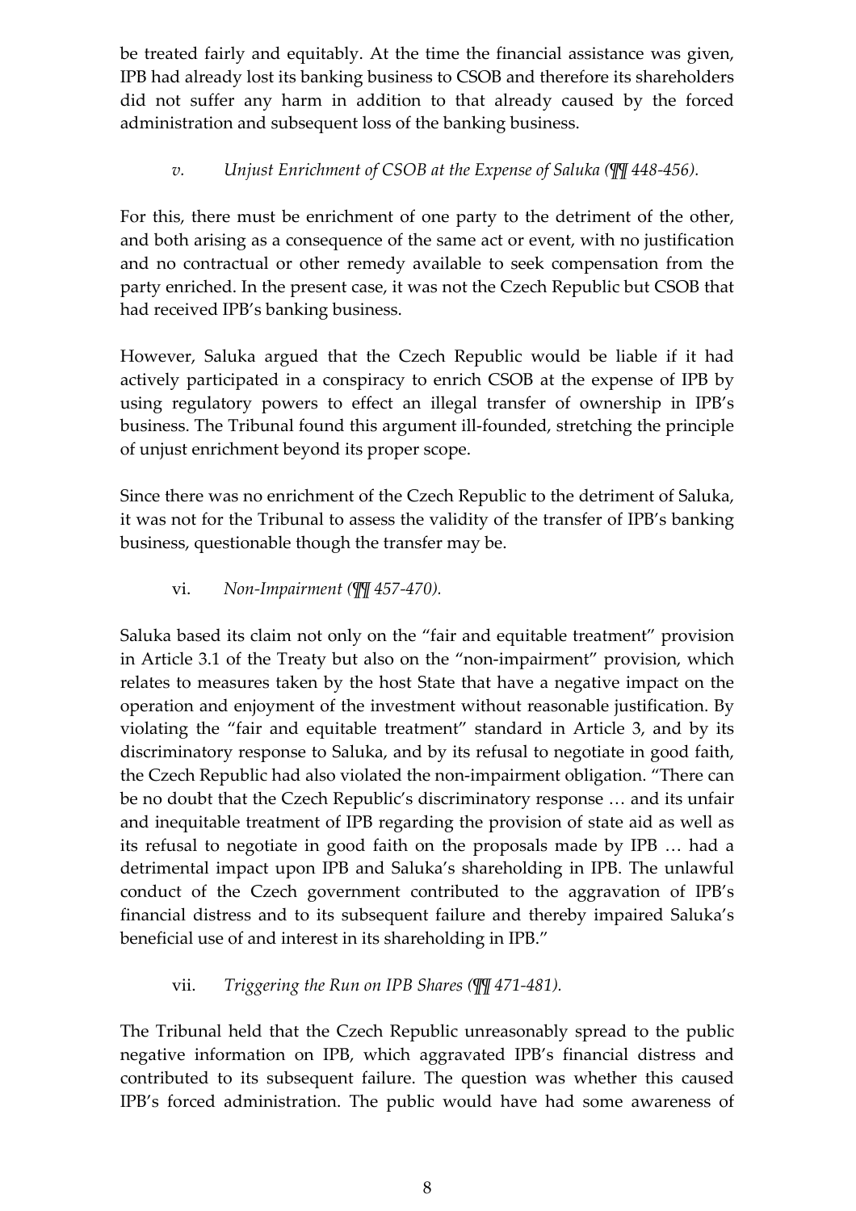be treated fairly and equitably. At the time the financial assistance was given, IPB had already lost its banking business to CSOB and therefore its shareholders did not suffer any harm in addition to that already caused by the forced administration and subsequent loss of the banking business.

*v. Unjust Enrichment of CSOB at the Expense of Saluka (¶¶ 448-456).*

For this, there must be enrichment of one party to the detriment of the other, and both arising as a consequence of the same act or event, with no justification and no contractual or other remedy available to seek compensation from the party enriched. In the present case, it was not the Czech Republic but CSOB that had received IPB's banking business.

However, Saluka argued that the Czech Republic would be liable if it had actively participated in a conspiracy to enrich CSOB at the expense of IPB by using regulatory powers to effect an illegal transfer of ownership in IPB's business. The Tribunal found this argument ill-founded, stretching the principle of unjust enrichment beyond its proper scope.

Since there was no enrichment of the Czech Republic to the detriment of Saluka, it was not for the Tribunal to assess the validity of the transfer of IPB's banking business, questionable though the transfer may be.

vi. *Non-Impairment (¶¶ 457-470).*

Saluka based its claim not only on the "fair and equitable treatment" provision in Article 3.1 of the Treaty but also on the "non-impairment" provision, which relates to measures taken by the host State that have a negative impact on the operation and enjoyment of the investment without reasonable justification. By violating the "fair and equitable treatment" standard in Article 3, and by its discriminatory response to Saluka, and by its refusal to negotiate in good faith, the Czech Republic had also violated the non-impairment obligation. "There can be no doubt that the Czech Republic's discriminatory response … and its unfair and inequitable treatment of IPB regarding the provision of state aid as well as its refusal to negotiate in good faith on the proposals made by IPB … had a detrimental impact upon IPB and Saluka's shareholding in IPB. The unlawful conduct of the Czech government contributed to the aggravation of IPB's financial distress and to its subsequent failure and thereby impaired Saluka's beneficial use of and interest in its shareholding in IPB."

vii. *Triggering the Run on IPB Shares (¶¶ 471-481).*

The Tribunal held that the Czech Republic unreasonably spread to the public negative information on IPB, which aggravated IPB's financial distress and contributed to its subsequent failure. The question was whether this caused IPB's forced administration. The public would have had some awareness of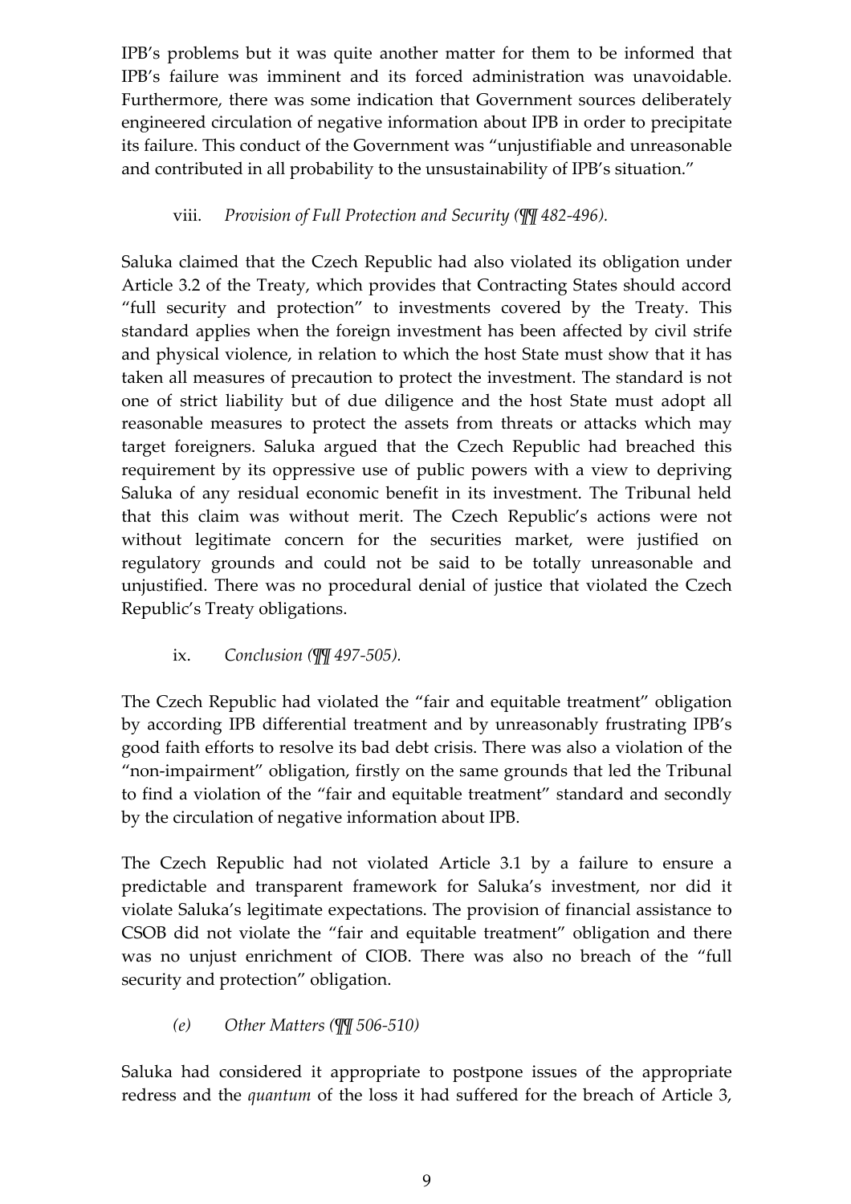IPB's problems but it was quite another matter for them to be informed that IPB's failure was imminent and its forced administration was unavoidable. Furthermore, there was some indication that Government sources deliberately engineered circulation of negative information about IPB in order to precipitate its failure. This conduct of the Government was "unjustifiable and unreasonable and contributed in all probability to the unsustainability of IPB's situation."

viii. *Provision of Full Protection and Security (¶¶ 482-496).*

Saluka claimed that the Czech Republic had also violated its obligation under Article 3.2 of the Treaty, which provides that Contracting States should accord "full security and protection" to investments covered by the Treaty. This standard applies when the foreign investment has been affected by civil strife and physical violence, in relation to which the host State must show that it has taken all measures of precaution to protect the investment. The standard is not one of strict liability but of due diligence and the host State must adopt all reasonable measures to protect the assets from threats or attacks which may target foreigners. Saluka argued that the Czech Republic had breached this requirement by its oppressive use of public powers with a view to depriving Saluka of any residual economic benefit in its investment. The Tribunal held that this claim was without merit. The Czech Republic's actions were not without legitimate concern for the securities market, were justified on regulatory grounds and could not be said to be totally unreasonable and unjustified. There was no procedural denial of justice that violated the Czech Republic's Treaty obligations.

ix. *Conclusion (¶¶ 497-505).*

The Czech Republic had violated the "fair and equitable treatment" obligation by according IPB differential treatment and by unreasonably frustrating IPB's good faith efforts to resolve its bad debt crisis. There was also a violation of the "non-impairment" obligation, firstly on the same grounds that led the Tribunal to find a violation of the "fair and equitable treatment" standard and secondly by the circulation of negative information about IPB.

The Czech Republic had not violated Article 3.1 by a failure to ensure a predictable and transparent framework for Saluka's investment, nor did it violate Saluka's legitimate expectations. The provision of financial assistance to CSOB did not violate the "fair and equitable treatment" obligation and there was no unjust enrichment of CIOB. There was also no breach of the "full security and protection" obligation.

*(e) Other Matters (¶¶ 506-510)*

Saluka had considered it appropriate to postpone issues of the appropriate redress and the *quantum* of the loss it had suffered for the breach of Article 3,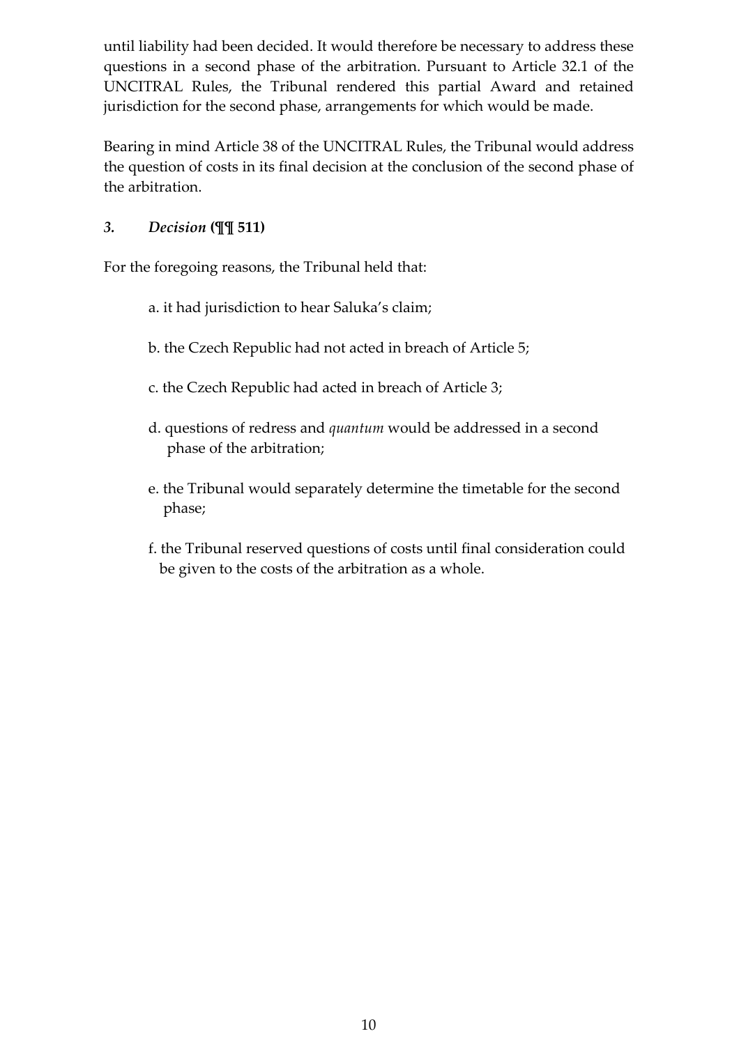until liability had been decided. It would therefore be necessary to address these questions in a second phase of the arbitration. Pursuant to Article 32.1 of the UNCITRAL Rules, the Tribunal rendered this partial Award and retained jurisdiction for the second phase, arrangements for which would be made.

Bearing in mind Article 38 of the UNCITRAL Rules, the Tribunal would address the question of costs in its final decision at the conclusion of the second phase of the arbitration.

### *3. Decision* **(¶¶ 511)**

For the foregoing reasons, the Tribunal held that:

a. it had jurisdiction to hear Saluka's claim;

b. the Czech Republic had not acted in breach of Article 5;

c. the Czech Republic had acted in breach of Article 3;

d. questions of redress and *quantum* would be addressed in a second phase of the arbitration;

e. the Tribunal would separately determine the timetable for the second phase;

f. the Tribunal reserved questions of costs until final consideration could be given to the costs of the arbitration as a whole.